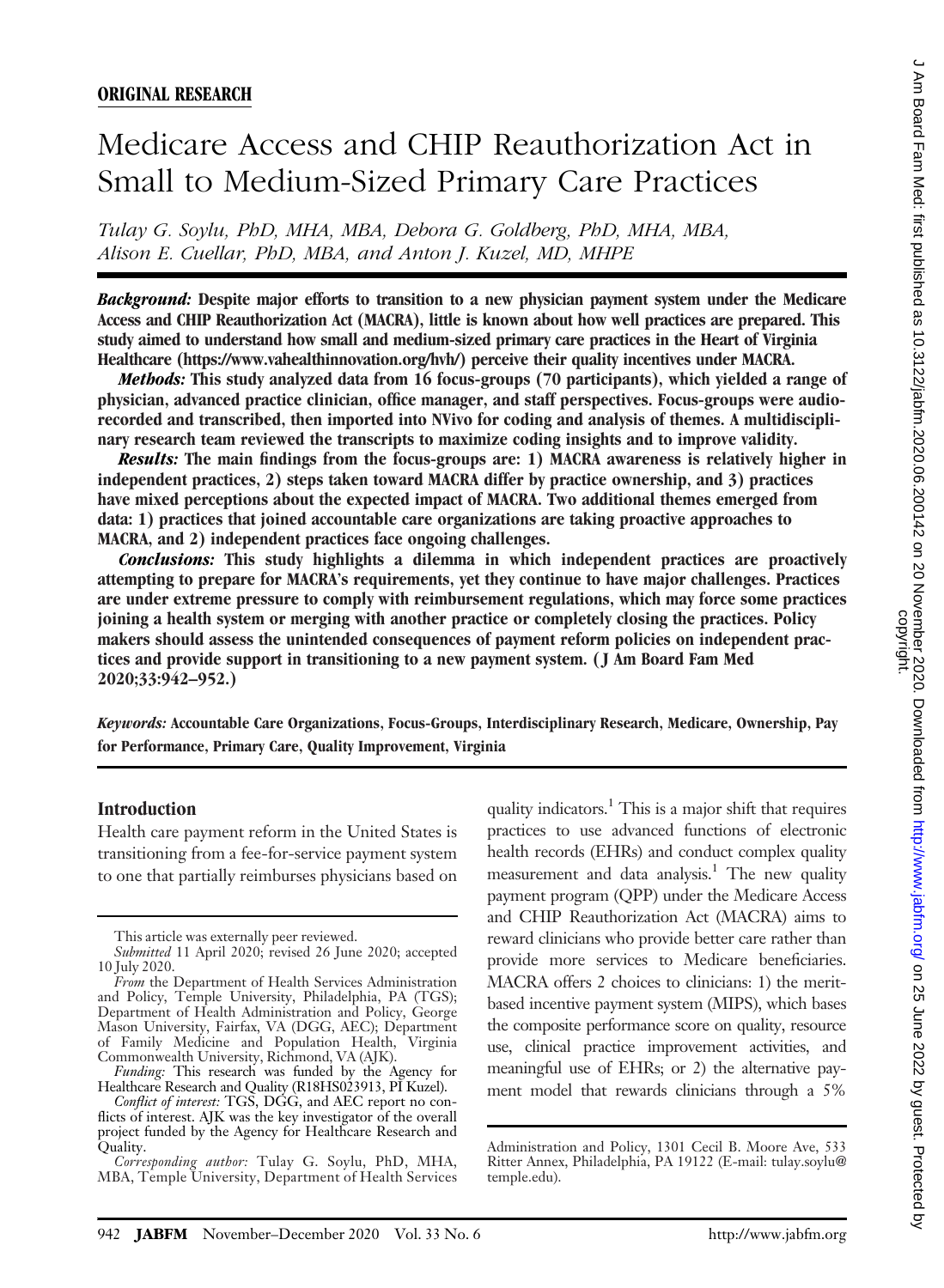**ORIGINAL RESEARCH**

# Medicare Access and CHIP Reauthorization Act in Small to Medium-Sized Primary Care Practices

*Tulay G. Soylu, PhD, MHA, MBA, Debora G. Goldberg, PhD, MHA, MBA, Alison E. Cuellar, PhD, MBA, and Anton J. Kuzel, MD, MHPE*

***Background:*** **Despite major efforts to transition to a new physician payment system under the Medicare Access and CHIP Reauthorization Act (MACRA), little is known about how well practices are prepared. This study aimed to understand how small and medium-sized primary care practices in the Heart of Virginia Healthcare (https://www.vahealthinnovation.org/hvh/) perceive their quality incentives under MACRA.**

***Methods:*** **This study analyzed data from 16 focus-groups (70 participants), which yielded a range of physician, advanced practice clinician, office manager, and staff perspectives. Focus-groups were audio-recorded and transcribed, then imported into NVivo for coding and analysis of themes. A multidisciplinary research team reviewed the transcripts to maximize coding insights and to improve validity.**

***Results:*** **The main findings from the focus-groups are: 1) MACRA awareness is relatively higher in independent practices, 2) steps taken toward MACRA differ by practice ownership, and 3) practices have mixed perceptions about the expected impact of MACRA. Two additional themes emerged from data: 1) practices that joined accountable care organizations are taking proactive approaches to MACRA, and 2) independent practices face ongoing challenges.**

***Conclusions:*** **This study highlights a dilemma in which independent practices are proactively attempting to prepare for MACRA's requirements, yet they continue to have major challenges. Practices are under extreme pressure to comply with reimbursement regulations, which may force some practices joining a health system or merging with another practice or completely closing the practices. Policy makers should assess the unintended consequences of payment reform policies on independent practices and provide support in transitioning to a new payment system. (J Am Board Fam Med 2020;33:942–952.)**

***Keywords:*** **Accountable Care Organizations, Focus-Groups, Interdisciplinary Research, Medicare, Ownership, Pay for Performance, Primary Care, Quality Improvement, Virginia**

## Introduction

Health care payment reform in the United States is transitioning from a fee-for-service payment system to one that partially reimburses physicians based on quality indicators.[1] This is a major shift that requires practices to use advanced functions of electronic health records (EHRs) and conduct complex quality measurement and data analysis.[1] The new quality payment program (QPP) under the Medicare Access and CHIP Reauthorization Act (MACRA) aims to reward clinicians who provide better care rather than provide more services to Medicare beneficiaries. MACRA offers 2 choices to clinicians: 1) the merit-based incentive payment system (MIPS), which bases the composite performance score on quality, resource use, clinical practice improvement activities, and meaningful use of EHRs; or 2) the alternative payment model that rewards clinicians through a 5%

---

This article was externally peer reviewed.

*Submitted* 11 April 2020; revised 26 June 2020; accepted 10 July 2020.

*From* the Department of Health Services Administration and Policy, Temple University, Philadelphia, PA (TGS); Department of Health Administration and Policy, George Mason University, Fairfax, VA (DGG, AEC); Department of Family Medicine and Population Health, Virginia Commonwealth University, Richmond, VA (AJK).

*Funding:* This research was funded by the Agency for Healthcare Research and Quality (R18HS023913, PI Kuzel).

*Conflict of interest:* TGS, DGG, and AEC report no conflicts of interest. AJK was the key investigator of the overall project funded by the Agency for Healthcare Research and Quality.

*Corresponding author:* Tulay G. Soylu, PhD, MHA, MBA, Temple University, Department of Health Services Administration and Policy, 1301 Cecil B. Moore Ave, 533 Ritter Annex, Philadelphia, PA 19122 (E-mail: tulay.soylu@temple.edu).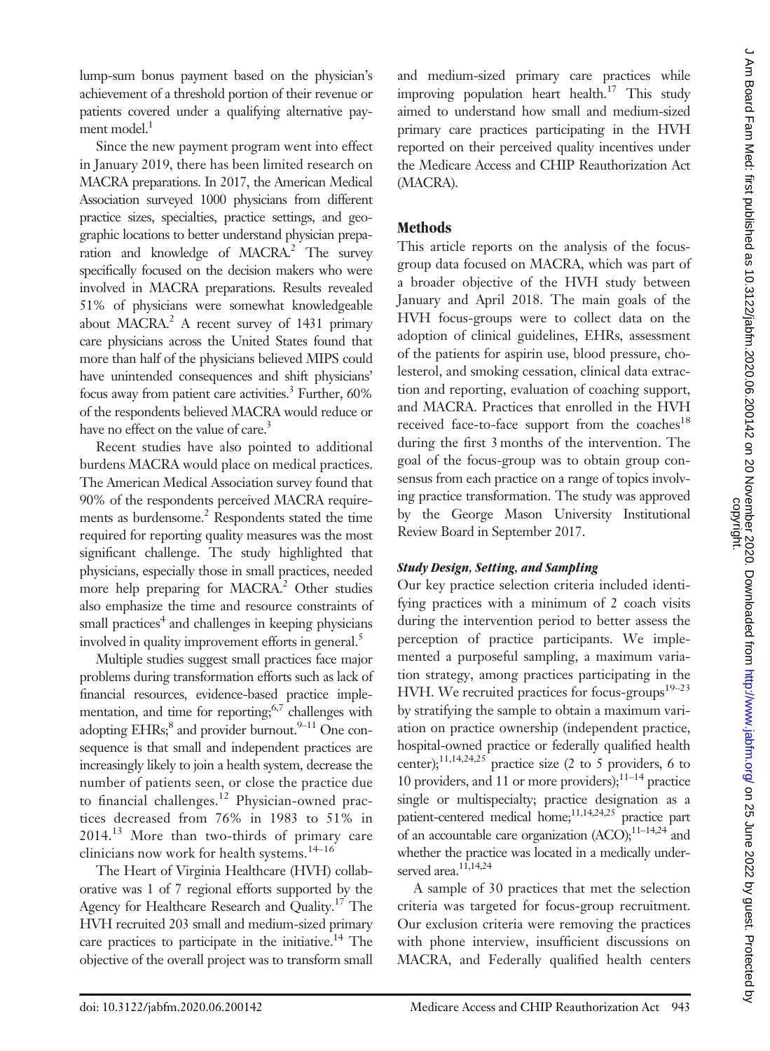lump-sum bonus payment based on the physician's achievement of a threshold portion of their revenue or patients covered under a qualifying alternative payment model.[1]

Since the new payment program went into effect in January 2019, there has been limited research on MACRA preparations. In 2017, the American Medical Association surveyed 1000 physicians from different practice sizes, specialties, practice settings, and geographic locations to better understand physician preparation and knowledge of MACRA.[2] The survey specifically focused on the decision makers who were involved in MACRA preparations. Results revealed 51% of physicians were somewhat knowledgeable about MACRA.[2] A recent survey of 1431 primary care physicians across the United States found that more than half of the physicians believed MIPS could have unintended consequences and shift physicians' focus away from patient care activities.[3] Further, 60% of the respondents believed MACRA would reduce or have no effect on the value of care.[3]

Recent studies have also pointed to additional burdens MACRA would place on medical practices. The American Medical Association survey found that 90% of the respondents perceived MACRA requirements as burdensome.[2] Respondents stated the time required for reporting quality measures was the most significant challenge. The study highlighted that physicians, especially those in small practices, needed more help preparing for MACRA.[2] Other studies also emphasize the time and resource constraints of small practices[4] and challenges in keeping physicians involved in quality improvement efforts in general.[5]

Multiple studies suggest small practices face major problems during transformation efforts such as lack of financial resources, evidence-based practice implementation, and time for reporting;[6,7] challenges with adopting EHRs;[8] and provider burnout.[9–11] One consequence is that small and independent practices are increasingly likely to join a health system, decrease the number of patients seen, or close the practice due to financial challenges.[12] Physician-owned practices decreased from 76% in 1983 to 51% in 2014.[13] More than two-thirds of primary care clinicians now work for health systems.[14–16]

The Heart of Virginia Healthcare (HVH) collaborative was 1 of 7 regional efforts supported by the Agency for Healthcare Research and Quality.[17] The HVH recruited 203 small and medium-sized primary care practices to participate in the initiative.[14] The objective of the overall project was to transform small and medium-sized primary care practices while improving population heart health.[17] This study aimed to understand how small and medium-sized primary care practices participating in the HVH reported on their perceived quality incentives under the Medicare Access and CHIP Reauthorization Act (MACRA).

## Methods

This article reports on the analysis of the focus-group data focused on MACRA, which was part of a broader objective of the HVH study between January and April 2018. The main goals of the HVH focus-groups were to collect data on the adoption of clinical guidelines, EHRs, assessment of the patients for aspirin use, blood pressure, cholesterol, and smoking cessation, clinical data extraction and reporting, evaluation of coaching support, and MACRA. Practices that enrolled in the HVH received face-to-face support from the coaches[18] during the first 3 months of the intervention. The goal of the focus-group was to obtain group consensus from each practice on a range of topics involving practice transformation. The study was approved by the George Mason University Institutional Review Board in September 2017.

### *Study Design, Setting, and Sampling*

Our key practice selection criteria included identifying practices with a minimum of 2 coach visits during the intervention period to better assess the perception of practice participants. We implemented a purposeful sampling, a maximum variation strategy, among practices participating in the HVH. We recruited practices for focus-groups[19–23] by stratifying the sample to obtain a maximum variation on practice ownership (independent practice, hospital-owned practice or federally qualified health center);[11,14,24,25] practice size (2 to 5 providers, 6 to 10 providers, and 11 or more providers);[11–14] practice single or multispecialty; practice designation as a patient-centered medical home;[11,14,24,25] practice part of an accountable care organization (ACO);[11–14,24] and whether the practice was located in a medically underserved area.[11,14,24]

A sample of 30 practices that met the selection criteria was targeted for focus-group recruitment. Our exclusion criteria were removing the practices with phone interview, insufficient discussions on MACRA, and Federally qualified health centers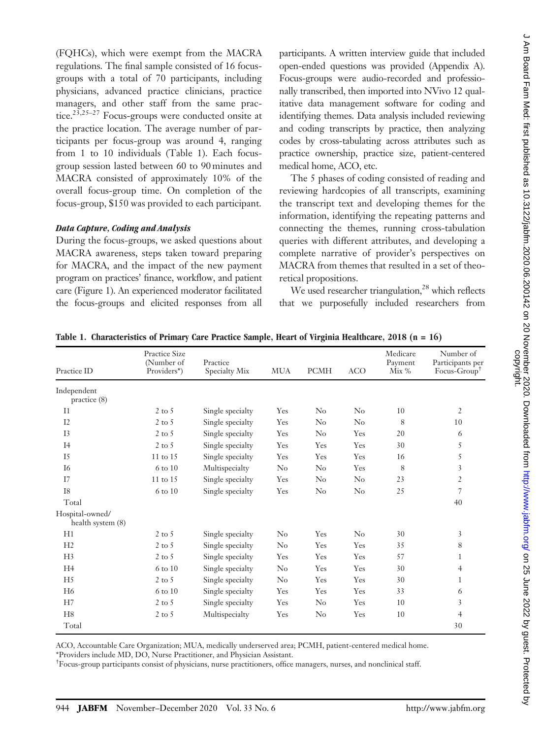(FQHCs), which were exempt from the MACRA regulations. The final sample consisted of 16 focus-groups with a total of 70 participants, including physicians, advanced practice clinicians, practice managers, and other staff from the same practice.[23,25–27] Focus-groups were conducted onsite at the practice location. The average number of participants per focus-group was around 4, ranging from 1 to 10 individuals (Table 1). Each focus-group session lasted between 60 to 90 minutes and MACRA consisted of approximately 10% of the overall focus-group time. On completion of the focus-group, $150 was provided to each participant.

### *Data Capture, Coding and Analysis*

During the focus-groups, we asked questions about MACRA awareness, steps taken toward preparing for MACRA, and the impact of the new payment program on practices' finance, workflow, and patient care (Figure 1). An experienced moderator facilitated the focus-groups and elicited responses from all participants. A written interview guide that included open-ended questions was provided (Appendix A). Focus-groups were audio-recorded and professionally transcribed, then imported into NVivo 12 qualitative data management software for coding and identifying themes. Data analysis included reviewing and coding transcripts by practice, then analyzing codes by cross-tabulating across attributes such as practice ownership, practice size, patient-centered medical home, ACO, etc.

The 5 phases of coding consisted of reading and reviewing hardcopies of all transcripts, examining the transcript text and developing themes for the information, identifying the repeating patterns and connecting the themes, running cross-tabulation queries with different attributes, and developing a complete narrative of provider's perspectives on MACRA from themes that resulted in a set of theoretical propositions.

We used researcher triangulation,[28] which reflects that we purposefully included researchers from

**Table 1. Characteristics of Primary Care Practice Sample, Heart of Virginia Healthcare, 2018 (n = 16)**

| Practice ID | Practice Size (Number of Providers*) | Practice Specialty Mix | MUA | PCMH | ACO | Medicare Payment Mix % | Number of Participants per Focus-Group† |
|---|---|---|---|---|---|---|---|
| Independent practice (8) | | | | | | | |
| I1 | 2 to 5 | Single specialty | Yes | No | No | 10 | 2 |
| I2 | 2 to 5 | Single specialty | Yes | No | No | 8 | 10 |
| I3 | 2 to 5 | Single specialty | Yes | No | Yes | 20 | 6 |
| I4 | 2 to 5 | Single specialty | Yes | Yes | Yes | 30 | 5 |
| I5 | 11 to 15 | Single specialty | Yes | Yes | Yes | 16 | 5 |
| I6 | 6 to 10 | Multispecialty | No | No | Yes | 8 | 3 |
| I7 | 11 to 15 | Single specialty | Yes | No | No | 23 | 2 |
| I8 | 6 to 10 | Single specialty | Yes | No | No | 25 | 7 |
| Total | | | | | | | 40 |
| Hospital-owned/ health system (8) | | | | | | | |
| H1 | 2 to 5 | Single specialty | No | Yes | No | 30 | 3 |
| H2 | 2 to 5 | Single specialty | No | Yes | Yes | 35 | 8 |
| H3 | 2 to 5 | Single specialty | Yes | Yes | Yes | 57 | 1 |
| H4 | 6 to 10 | Single specialty | No | Yes | Yes | 30 | 4 |
| H5 | 2 to 5 | Single specialty | No | Yes | Yes | 30 | 1 |
| H6 | 6 to 10 | Single specialty | Yes | Yes | Yes | 33 | 6 |
| H7 | 2 to 5 | Single specialty | Yes | No | Yes | 10 | 3 |
| H8 | 2 to 5 | Multispecialty | Yes | No | Yes | 10 | 4 |
| Total | | | | | | | 30 |

ACO, Accountable Care Organization; MUA, medically underserved area; PCMH, patient-centered medical home.
*Providers include MD, DO, Nurse Practitioner, and Physician Assistant.
†Focus-group participants consist of physicians, nurse practitioners, office managers, nurses, and nonclinical staff.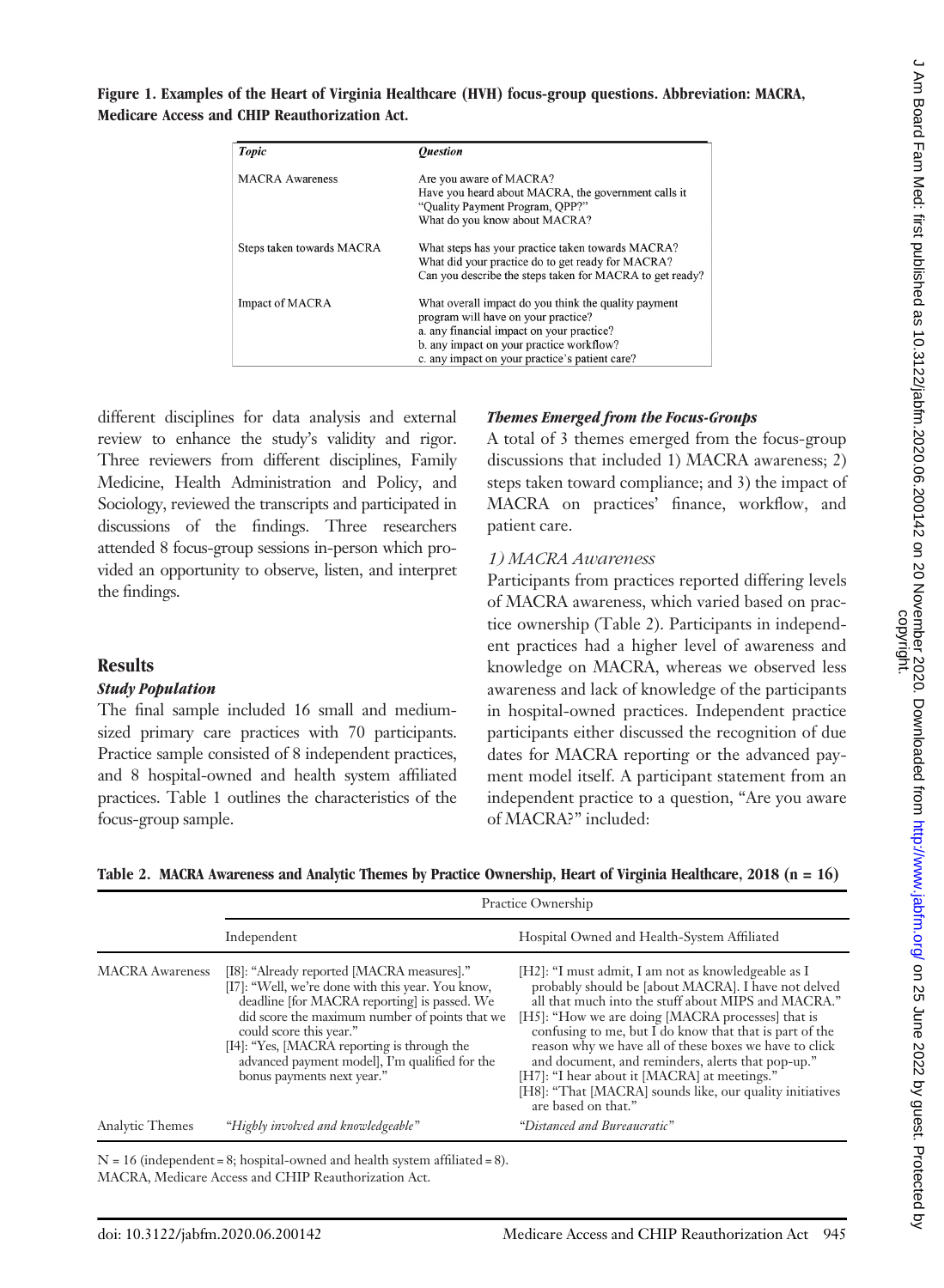**Figure 1. Examples of the Heart of Virginia Healthcare (HVH) focus-group questions. Abbreviation: MACRA, Medicare Access and CHIP Reauthorization Act.**

| *Topic* | *Question* |
|---|---|
| MACRA Awareness | Are you aware of MACRA?<br>Have you heard about MACRA, the government calls it "Quality Payment Program, QPP?"<br>What do you know about MACRA? |
| Steps taken towards MACRA | What steps has your practice taken towards MACRA?<br>What did your practice do to get ready for MACRA?<br>Can you describe the steps taken for MACRA to get ready? |
| Impact of MACRA | What overall impact do you think the quality payment program will have on your practice?<br>a. any financial impact on your practice?<br>b. any impact on your practice workflow?<br>c. any impact on your practice's patient care? |

different disciplines for data analysis and external review to enhance the study's validity and rigor. Three reviewers from different disciplines, Family Medicine, Health Administration and Policy, and Sociology, reviewed the transcripts and participated in discussions of the findings. Three researchers attended 8 focus-group sessions in-person which provided an opportunity to observe, listen, and interpret the findings.

## Results

### *Study Population*

The final sample included 16 small and medium-sized primary care practices with 70 participants. Practice sample consisted of 8 independent practices, and 8 hospital-owned and health system affiliated practices. Table 1 outlines the characteristics of the focus-group sample.

### *Themes Emerged from the Focus-Groups*

A total of 3 themes emerged from the focus-group discussions that included 1) MACRA awareness; 2) steps taken toward compliance; and 3) the impact of MACRA on practices' finance, workflow, and patient care.

#### *1) MACRA Awareness*

Participants from practices reported differing levels of MACRA awareness, which varied based on practice ownership (Table 2). Participants in independent practices had a higher level of awareness and knowledge on MACRA, whereas we observed less awareness and lack of knowledge of the participants in hospital-owned practices. Independent practice participants either discussed the recognition of due dates for MACRA reporting or the advanced payment model itself. A participant statement from an independent practice to a question, "Are you aware of MACRA?" included:

**Table 2. MACRA Awareness and Analytic Themes by Practice Ownership, Heart of Virginia Healthcare, 2018 (n = 16)**

| | Practice Ownership | |
|---|---|---|
| | Independent | Hospital Owned and Health-System Affiliated |
| MACRA Awareness | [I8]: "Already reported [MACRA measures]."<br>[I7]: "Well, we're done with this year. You know, deadline [for MACRA reporting] is passed. We did score the maximum number of points that we could score this year."<br>[I4]: "Yes, [MACRA reporting is through the advanced payment model], I'm qualified for the bonus payments next year." | [H2]: "I must admit, I am not as knowledgeable as I probably should be [about MACRA]. I have not delved all that much into the stuff about MIPS and MACRA."<br>[H5]: "How we are doing [MACRA processes] that is confusing to me, but I do know that that is part of the reason why we have all of these boxes we have to click and document, and reminders, alerts that pop-up."<br>[H7]: "I hear about it [MACRA] at meetings."<br>[H8]: "That [MACRA] sounds like, our quality initiatives are based on that." |
| Analytic Themes | *"Highly involved and knowledgeable"* | *"Distanced and Bureaucratic"* |

N = 16 (independent = 8; hospital-owned and health system affiliated = 8).
MACRA, Medicare Access and CHIP Reauthorization Act.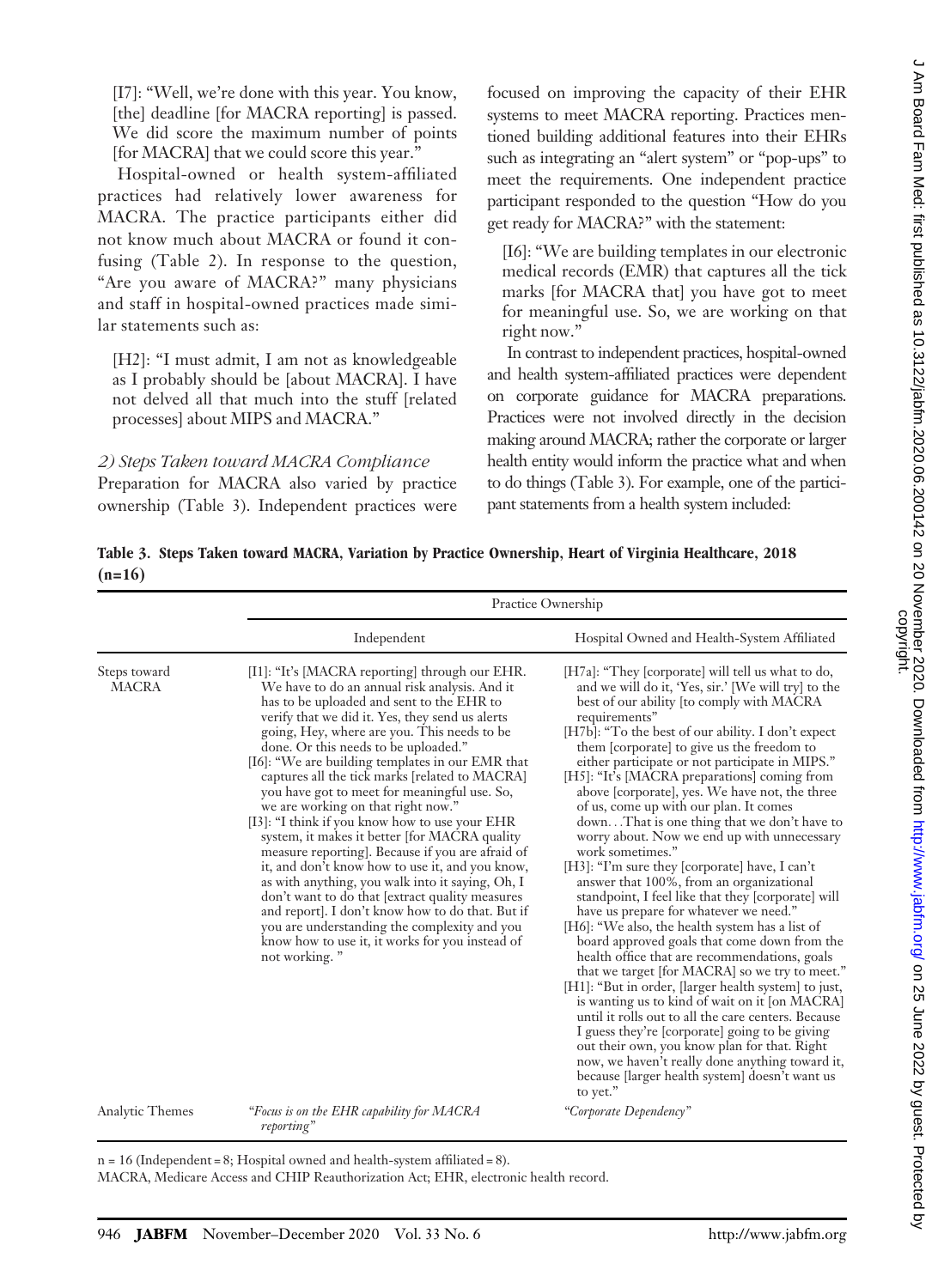[I7]: "Well, we're done with this year. You know, [the] deadline [for MACRA reporting] is passed. We did score the maximum number of points [for MACRA] that we could score this year."

Hospital-owned or health system-affiliated practices had relatively lower awareness for MACRA. The practice participants either did not know much about MACRA or found it confusing (Table 2). In response to the question, "Are you aware of MACRA?" many physicians and staff in hospital-owned practices made similar statements such as:

[H2]: "I must admit, I am not as knowledgeable as I probably should be [about MACRA]. I have not delved all that much into the stuff [related processes] about MIPS and MACRA."

*2) Steps Taken toward MACRA Compliance*

Preparation for MACRA also varied by practice ownership (Table 3). Independent practices were focused on improving the capacity of their EHR systems to meet MACRA reporting. Practices mentioned building additional features into their EHRs such as integrating an "alert system" or "pop-ups" to meet the requirements. One independent practice participant responded to the question "How do you get ready for MACRA?" with the statement:

[I6]: "We are building templates in our electronic medical records (EMR) that captures all the tick marks [for MACRA that] you have got to meet for meaningful use. So, we are working on that right now."

In contrast to independent practices, hospital-owned and health system-affiliated practices were dependent on corporate guidance for MACRA preparations. Practices were not involved directly in the decision making around MACRA; rather the corporate or larger health entity would inform the practice what and when to do things (Table 3). For example, one of the participant statements from a health system included:

**Table 3. Steps Taken toward MACRA, Variation by Practice Ownership, Heart of Virginia Healthcare, 2018 (n=16)**

| | Practice Ownership | |
|---|---|---|
| | Independent | Hospital Owned and Health-System Affiliated |
| Steps toward MACRA | [I1]: "It's [MACRA reporting] through our EHR. We have to do an annual risk analysis. And it has to be uploaded and sent to the EHR to verify that we did it. Yes, they send us alerts going, Hey, where are you. This needs to be done. Or this needs to be uploaded."<br>[I6]: "We are building templates in our EMR that captures all the tick marks [related to MACRA] you have got to meet for meaningful use. So, we are working on that right now."<br>[I3]: "I think if you know how to use your EHR system, it makes it better [for MACRA quality measure reporting]. Because if you are afraid of it, and don't know how to use it, and you know, as with anything, you walk into it saying, Oh, I don't want to do that [extract quality measures and report]. I don't know how to do that. But if you are understanding the complexity and you know how to use it, it works for you instead of not working." | [H7a]: "They [corporate] will tell us what to do, and we will do it, 'Yes, sir.' [We will try] to the best of our ability [to comply with MACRA requirements"<br>[H7b]: "To the best of our ability. I don't expect them [corporate] to give us the freedom to either participate or not participate in MIPS."<br>[H5]: "It's [MACRA preparations] coming from above [corporate], yes. We have not, the three of us, come up with our plan. It comes down. . .That is one thing that we don't have to worry about. Now we end up with unnecessary work sometimes."<br>[H3]: "I'm sure they [corporate] have, I can't answer that 100%, from an organizational standpoint, I feel like that they [corporate] will have us prepare for whatever we need."<br>[H6]: "We also, the health system has a list of board approved goals that come down from the health office that are recommendations, goals that we target [for MACRA] so we try to meet."<br>[H1]: "But in order, [larger health system] to just, is wanting us to kind of wait on it [on MACRA] until it rolls out to all the care centers. Because I guess they're [corporate] going to be giving out their own, you know plan for that. Right now, we haven't really done anything toward it, because [larger health system] doesn't want us to yet." |
| Analytic Themes | "*Focus is on the EHR capability for MACRA reporting*" | "*Corporate Dependency*" |

n = 16 (Independent = 8; Hospital owned and health-system affiliated = 8).
MACRA, Medicare Access and CHIP Reauthorization Act; EHR, electronic health record.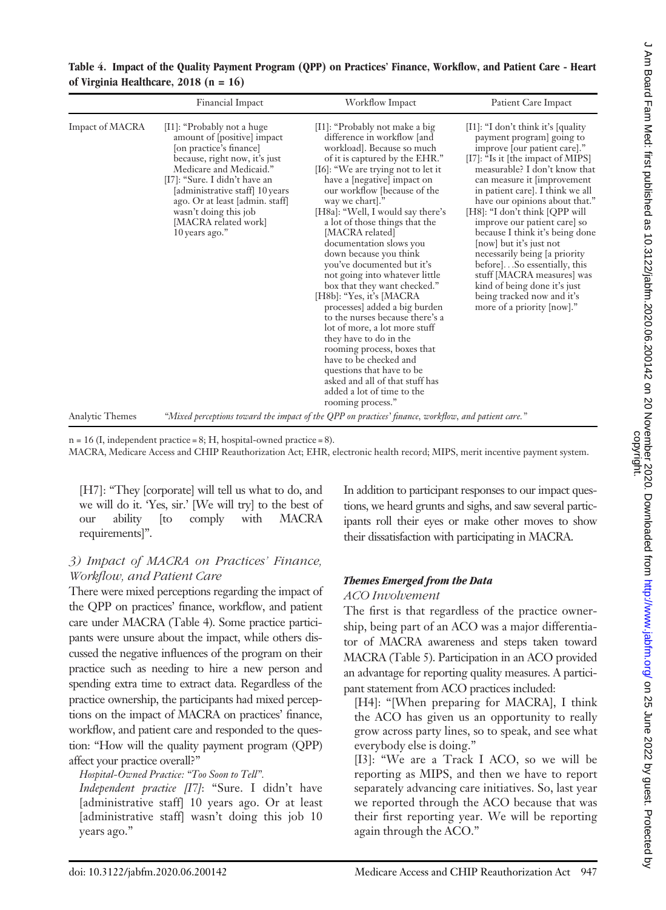**Table 4. Impact of the Quality Payment Program (QPP) on Practices' Finance, Workflow, and Patient Care - Heart of Virginia Healthcare, 2018 (n = 16)**

| | Financial Impact | Workflow Impact | Patient Care Impact |
|---|---|---|---|
| Impact of MACRA | [I1]: "Probably not a huge amount of [positive] impact [on practice's finance] because, right now, it's just Medicare and Medicaid." [I7]: "Sure. I didn't have an [administrative staff] 10 years ago. Or at least [admin. staff] wasn't doing this job [MACRA related work] 10 years ago." | [I1]: "Probably not make a big difference in workflow [and workload]. Because so much of it is captured by the EHR." [I6]: "We are trying not to let it have a [negative] impact on our workflow [because of the way we chart]." [H8a]: "Well, I would say there's a lot of those things that the [MACRA related] documentation slows you down because you think you've documented but it's not going into whatever little box that they want checked." [H8b]: "Yes, it's [MACRA processes] added a big burden to the nurses because there's a lot of more, a lot more stuff they have to do in the rooming process, boxes that have to be checked and questions that have to be asked and all of that stuff has added a lot of time to the rooming process." | [I1]: "I don't think it's [quality payment program] going to improve [our patient care]." [I7]: "Is it [the impact of MIPS] measurable? I don't know that can measure it [improvement in patient care]. I think we all have our opinions about that." [H8]: "I don't think [QPP will improve our patient care] so because I think it's being done [now] but it's just not necessarily being [a priority before]. . .So essentially, this stuff [MACRA measures] was kind of being done it's just being tracked now and it's more of a priority [now]." |
| Analytic Themes | *"Mixed perceptions toward the impact of the QPP on practices' finance, workflow, and patient care."* | | |

n = 16 (I, independent practice = 8; H, hospital-owned practice = 8).

MACRA, Medicare Access and CHIP Reauthorization Act; EHR, electronic health record; MIPS, merit incentive payment system.

[H7]: "They [corporate] will tell us what to do, and we will do it. 'Yes, sir.' [We will try] to the best of our ability [to comply with MACRA requirements]".

### *3) Impact of MACRA on Practices' Finance, Workflow, and Patient Care*

There were mixed perceptions regarding the impact of the QPP on practices' finance, workflow, and patient care under MACRA (Table 4). Some practice participants were unsure about the impact, while others discussed the negative influences of the program on their practice such as needing to hire a new person and spending extra time to extract data. Regardless of the practice ownership, the participants had mixed perceptions on the impact of MACRA on practices' finance, workflow, and patient care and responded to the question: "How will the quality payment program (QPP) affect your practice overall?"

*Hospital-Owned Practice: "Too Soon to Tell".*

*Independent practice [I7]*: "Sure. I didn't have [administrative staff] 10 years ago. Or at least [administrative staff] wasn't doing this job 10 years ago."

In addition to participant responses to our impact questions, we heard grunts and sighs, and saw several participants roll their eyes or make other moves to show their dissatisfaction with participating in MACRA.

#### *Themes Emerged from the Data*

*ACO Involvement*

The first is that regardless of the practice ownership, being part of an ACO was a major differentiator of MACRA awareness and steps taken toward MACRA (Table 5). Participation in an ACO provided an advantage for reporting quality measures. A participant statement from ACO practices included:

[H4]: "[When preparing for MACRA], I think the ACO has given us an opportunity to really grow across party lines, so to speak, and see what everybody else is doing."

[I3]: "We are a Track I ACO, so we will be reporting as MIPS, and then we have to report separately advancing care initiatives. So, last year we reported through the ACO because that was their first reporting year. We will be reporting again through the ACO."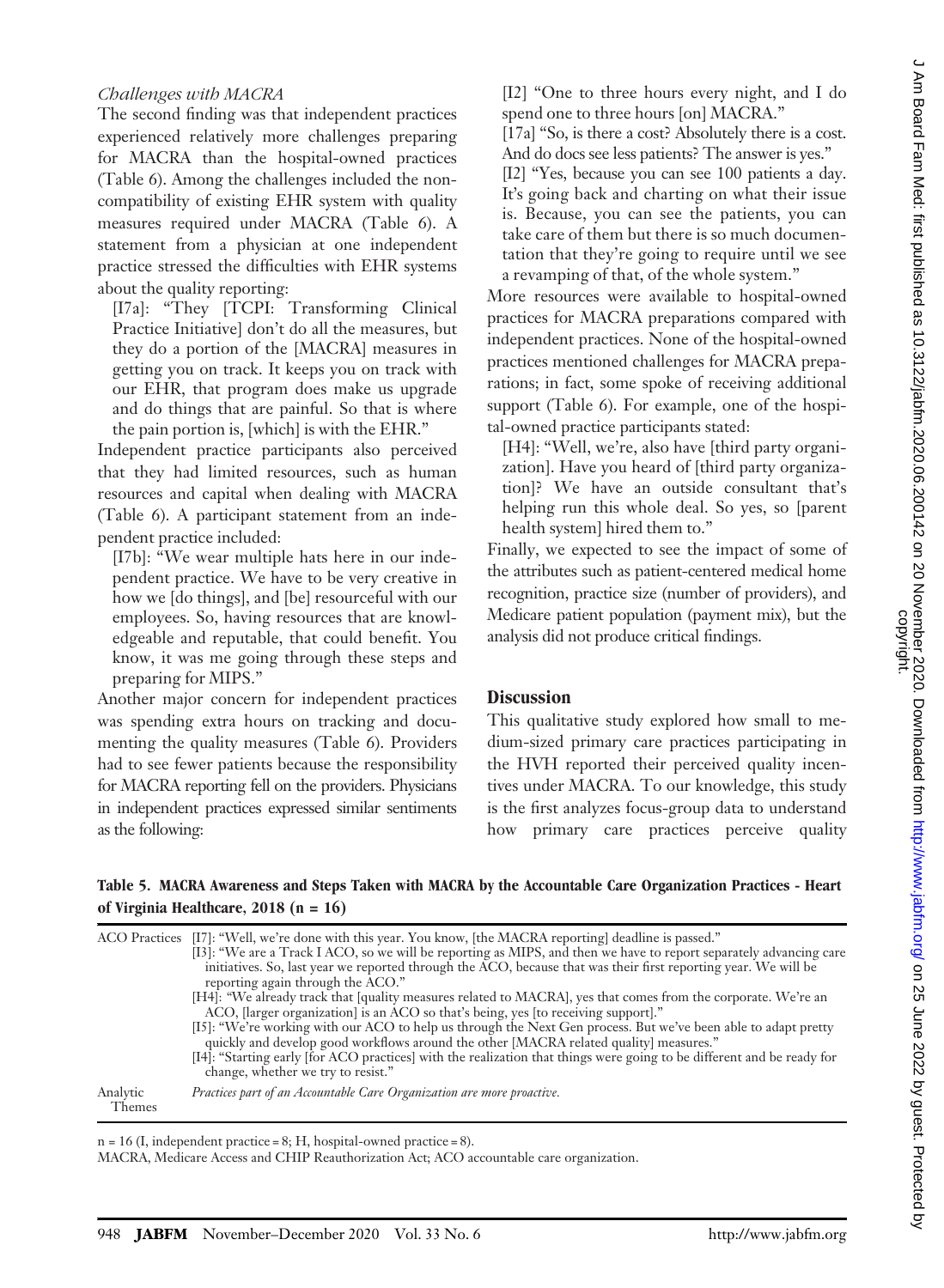### Challenges with MACRA

The second finding was that independent practices experienced relatively more challenges preparing for MACRA than the hospital-owned practices (Table 6). Among the challenges included the non-compatibility of existing EHR system with quality measures required under MACRA (Table 6). A statement from a physician at one independent practice stressed the difficulties with EHR systems about the quality reporting:

> [I7a]: "They [TCPI: Transforming Clinical Practice Initiative] don't do all the measures, but they do a portion of the [MACRA] measures in getting you on track. It keeps you on track with our EHR, that program does make us upgrade and do things that are painful. So that is where the pain portion is, [which] is with the EHR."

Independent practice participants also perceived that they had limited resources, such as human resources and capital when dealing with MACRA (Table 6). A participant statement from an independent practice included:

> [I7b]: "We wear multiple hats here in our independent practice. We have to be very creative in how we [do things], and [be] resourceful with our employees. So, having resources that are knowledgeable and reputable, that could benefit. You know, it was me going through these steps and preparing for MIPS."

Another major concern for independent practices was spending extra hours on tracking and documenting the quality measures (Table 6). Providers had to see fewer patients because the responsibility for MACRA reporting fell on the providers. Physicians in independent practices expressed similar sentiments as the following:

> [I2] "One to three hours every night, and I do spend one to three hours [on] MACRA."
>
> [17a] "So, is there a cost? Absolutely there is a cost. And do docs see less patients? The answer is yes."
>
> [I2] "Yes, because you can see 100 patients a day. It's going back and charting on what their issue is. Because, you can see the patients, you can take care of them but there is so much documentation that they're going to require until we see a revamping of that, of the whole system."

More resources were available to hospital-owned practices for MACRA preparations compared with independent practices. None of the hospital-owned practices mentioned challenges for MACRA preparations; in fact, some spoke of receiving additional support (Table 6). For example, one of the hospital-owned practice participants stated:

> [H4]: "Well, we're, also have [third party organization]. Have you heard of [third party organization]? We have an outside consultant that's helping run this whole deal. So yes, so [parent health system] hired them to."

Finally, we expected to see the impact of some of the attributes such as patient-centered medical home recognition, practice size (number of providers), and Medicare patient population (payment mix), but the analysis did not produce critical findings.

## Discussion

This qualitative study explored how small to medium-sized primary care practices participating in the HVH reported their perceived quality incentives under MACRA. To our knowledge, this study is the first analyzes focus-group data to understand how primary care practices perceive quality

**Table 5. MACRA Awareness and Steps Taken with MACRA by the Accountable Care Organization Practices - Heart of Virginia Healthcare, 2018 (n = 16)**

| | |
|---|---|
| ACO Practices | [I7]: "Well, we're done with this year. You know, [the MACRA reporting] deadline is passed."<br>[I3]: "We are a Track I ACO, so we will be reporting as MIPS, and then we have to report separately advancing care initiatives. So, last year we reported through the ACO, because that was their first reporting year. We will be reporting again through the ACO."<br>[H4]: "We already track that [quality measures related to MACRA], yes that comes from the corporate. We're an ACO, [larger organization] is an ACO so that's being, yes [to receiving support]."<br>[I5]: "We're working with our ACO to help us through the Next Gen process. But we've been able to adapt pretty quickly and develop good workflows around the other [MACRA related quality] measures."<br>[I4]: "Starting early [for ACO practices] with the realization that things were going to be different and be ready for change, whether we try to resist." |
| Analytic Themes | *Practices part of an Accountable Care Organization are more proactive.* |

n = 16 (I, independent practice = 8; H, hospital-owned practice = 8).

MACRA, Medicare Access and CHIP Reauthorization Act; ACO accountable care organization.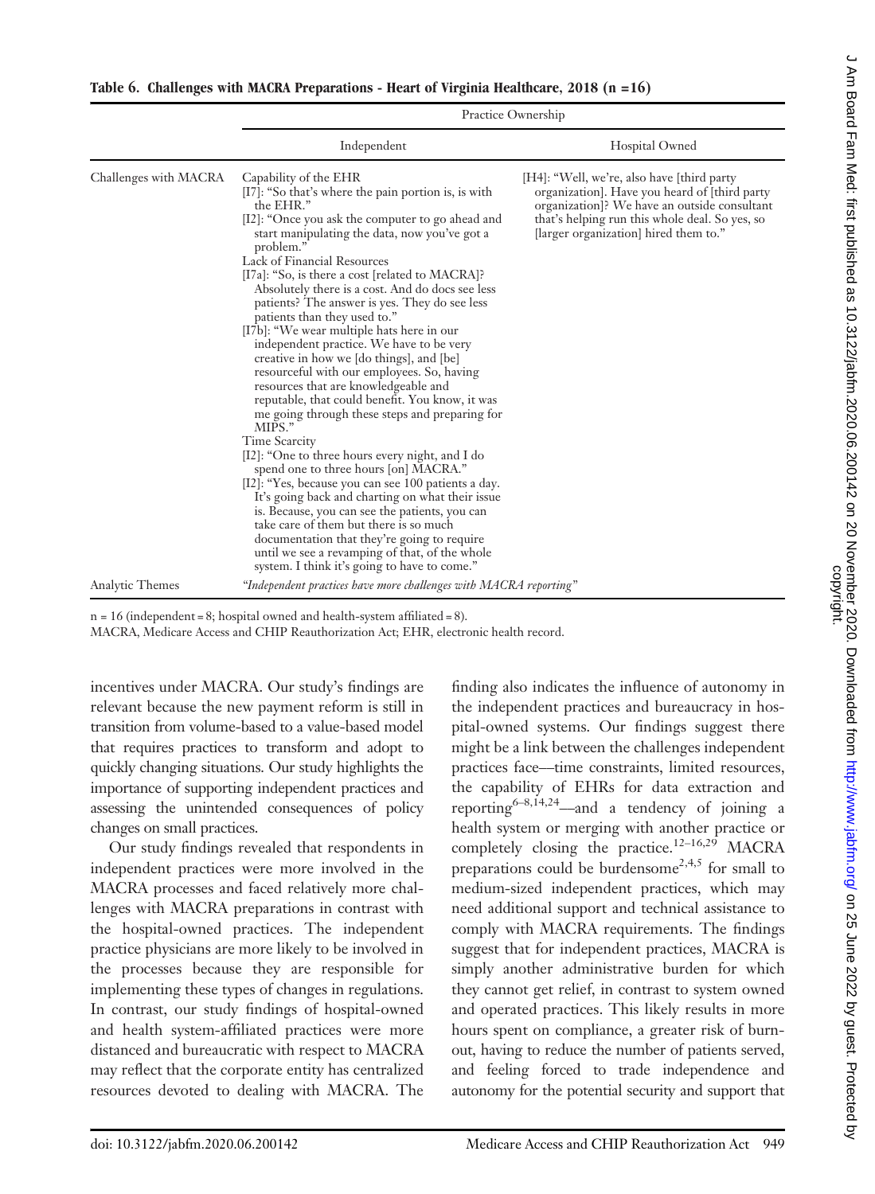**Table 6. Challenges with MACRA Preparations - Heart of Virginia Healthcare, 2018 (n =16)**

| | Practice Ownership | |
|---|---|---|
| | Independent | Hospital Owned |
| Challenges with MACRA | Capability of the EHR<br>[I7]: "So that's where the pain portion is, is with the EHR."<br>[I2]: "Once you ask the computer to go ahead and start manipulating the data, now you've got a problem."<br>Lack of Financial Resources<br>[I7a]: "So, is there a cost [related to MACRA]? Absolutely there is a cost. And do docs see less patients? The answer is yes. They do see less patients than they used to."<br>[I7b]: "We wear multiple hats here in our independent practice. We have to be very creative in how we [do things], and [be] resourceful with our employees. So, having resources that are knowledgeable and reputable, that could benefit. You know, it was me going through these steps and preparing for MIPS."<br>Time Scarcity<br>[I2]: "One to three hours every night, and I do spend one to three hours [on] MACRA."<br>[I2]: "Yes, because you can see 100 patients a day. It's going back and charting on what their issue is. Because, you can see the patients, you can take care of them but there is so much documentation that they're going to require until we see a revamping of that, of the whole system. I think it's going to have to come." | [H4]: "Well, we're, also have [third party organization]. Have you heard of [third party organization]? We have an outside consultant that's helping run this whole deal. So yes, so [larger organization] hired them to." |
| Analytic Themes | *"Independent practices have more challenges with MACRA reporting"* | |

n = 16 (independent = 8; hospital owned and health-system affiliated = 8).
MACRA, Medicare Access and CHIP Reauthorization Act; EHR, electronic health record.

incentives under MACRA. Our study's findings are relevant because the new payment reform is still in transition from volume-based to a value-based model that requires practices to transform and adopt to quickly changing situations. Our study highlights the importance of supporting independent practices and assessing the unintended consequences of policy changes on small practices.

Our study findings revealed that respondents in independent practices were more involved in the MACRA processes and faced relatively more challenges with MACRA preparations in contrast with the hospital-owned practices. The independent practice physicians are more likely to be involved in the processes because they are responsible for implementing these types of changes in regulations. In contrast, our study findings of hospital-owned and health system-affiliated practices were more distanced and bureaucratic with respect to MACRA may reflect that the corporate entity has centralized resources devoted to dealing with MACRA. The finding also indicates the influence of autonomy in the independent practices and bureaucracy in hospital-owned systems. Our findings suggest there might be a link between the challenges independent practices face—time constraints, limited resources, the capability of EHRs for data extraction and reporting[6–8,14,24]—and a tendency of joining a health system or merging with another practice or completely closing the practice.[12–16,29] MACRA preparations could be burdensome[2,4,5] for small to medium-sized independent practices, which may need additional support and technical assistance to comply with MACRA requirements. The findings suggest that for independent practices, MACRA is simply another administrative burden for which they cannot get relief, in contrast to system owned and operated practices. This likely results in more hours spent on compliance, a greater risk of burnout, having to reduce the number of patients served, and feeling forced to trade independence and autonomy for the potential security and support that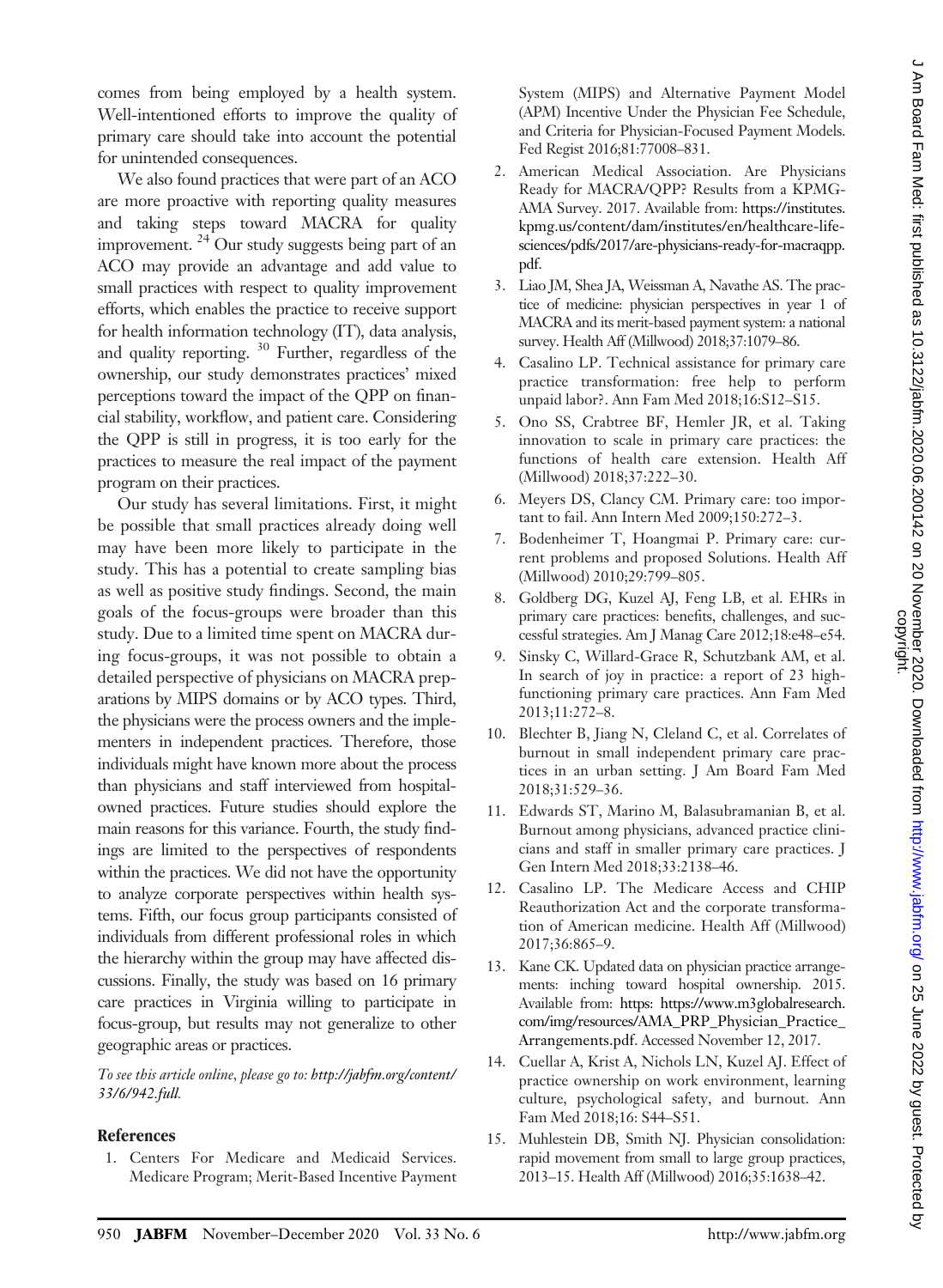comes from being employed by a health system. Well-intentioned efforts to improve the quality of primary care should take into account the potential for unintended consequences.

We also found practices that were part of an ACO are more proactive with reporting quality measures and taking steps toward MACRA for quality improvement.[24] Our study suggests being part of an ACO may provide an advantage and add value to small practices with respect to quality improvement efforts, which enables the practice to receive support for health information technology (IT), data analysis, and quality reporting.[30] Further, regardless of the ownership, our study demonstrates practices' mixed perceptions toward the impact of the QPP on financial stability, workflow, and patient care. Considering the QPP is still in progress, it is too early for the practices to measure the real impact of the payment program on their practices.

Our study has several limitations. First, it might be possible that small practices already doing well may have been more likely to participate in the study. This has a potential to create sampling bias as well as positive study findings. Second, the main goals of the focus-groups were broader than this study. Due to a limited time spent on MACRA during focus-groups, it was not possible to obtain a detailed perspective of physicians on MACRA preparations by MIPS domains or by ACO types. Third, the physicians were the process owners and the implementers in independent practices. Therefore, those individuals might have known more about the process than physicians and staff interviewed from hospital-owned practices. Future studies should explore the main reasons for this variance. Fourth, the study findings are limited to the perspectives of respondents within the practices. We did not have the opportunity to analyze corporate perspectives within health systems. Fifth, our focus group participants consisted of individuals from different professional roles in which the hierarchy within the group may have affected discussions. Finally, the study was based on 16 primary care practices in Virginia willing to participate in focus-group, but results may not generalize to other geographic areas or practices.

*To see this article online, please go to: http://jabfm.org/content/33/6/942.full.*

## References

1. Centers For Medicare and Medicaid Services. Medicare Program; Merit-Based Incentive Payment System (MIPS) and Alternative Payment Model (APM) Incentive Under the Physician Fee Schedule, and Criteria for Physician-Focused Payment Models. Fed Regist 2016;81:77008–831.
2. American Medical Association. Are Physicians Ready for MACRA/QPP? Results from a KPMG-AMA Survey. 2017. Available from: https://institutes.kpmg.us/content/dam/institutes/en/healthcare-life-sciences/pdfs/2017/are-physicians-ready-for-macraqpp.pdf.
3. Liao JM, Shea JA, Weissman A, Navathe AS. The practice of medicine: physician perspectives in year 1 of MACRA and its merit-based payment system: a national survey. Health Aff (Millwood) 2018;37:1079–86.
4. Casalino LP. Technical assistance for primary care practice transformation: free help to perform unpaid labor?. Ann Fam Med 2018;16:S12–S15.
5. Ono SS, Crabtree BF, Hemler JR, et al. Taking innovation to scale in primary care practices: the functions of health care extension. Health Aff (Millwood) 2018;37:222–30.
6. Meyers DS, Clancy CM. Primary care: too important to fail. Ann Intern Med 2009;150:272–3.
7. Bodenheimer T, Hoangmai P. Primary care: current problems and proposed Solutions. Health Aff (Millwood) 2010;29:799–805.
8. Goldberg DG, Kuzel AJ, Feng LB, et al. EHRs in primary care practices: benefits, challenges, and successful strategies. Am J Manag Care 2012;18:e48–e54.
9. Sinsky C, Willard-Grace R, Schutzbank AM, et al. In search of joy in practice: a report of 23 high-functioning primary care practices. Ann Fam Med 2013;11:272–8.
10. Blechter B, Jiang N, Cleland C, et al. Correlates of burnout in small independent primary care practices in an urban setting. J Am Board Fam Med 2018;31:529–36.
11. Edwards ST, Marino M, Balasubramanian B, et al. Burnout among physicians, advanced practice clinicians and staff in smaller primary care practices. J Gen Intern Med 2018;33:2138–46.
12. Casalino LP. The Medicare Access and CHIP Reauthorization Act and the corporate transformation of American medicine. Health Aff (Millwood) 2017;36:865–9.
13. Kane CK. Updated data on physician practice arrangements: inching toward hospital ownership. 2015. Available from: https: https://www.m3globalresearch.com/img/resources/AMA_PRP_Physician_Practice_Arrangements.pdf. Accessed November 12, 2017.
14. Cuellar A, Krist A, Nichols LN, Kuzel AJ. Effect of practice ownership on work environment, learning culture, psychological safety, and burnout. Ann Fam Med 2018;16: S44–S51.
15. Muhlestein DB, Smith NJ. Physician consolidation: rapid movement from small to large group practices, 2013–15. Health Aff (Millwood) 2016;35:1638–42.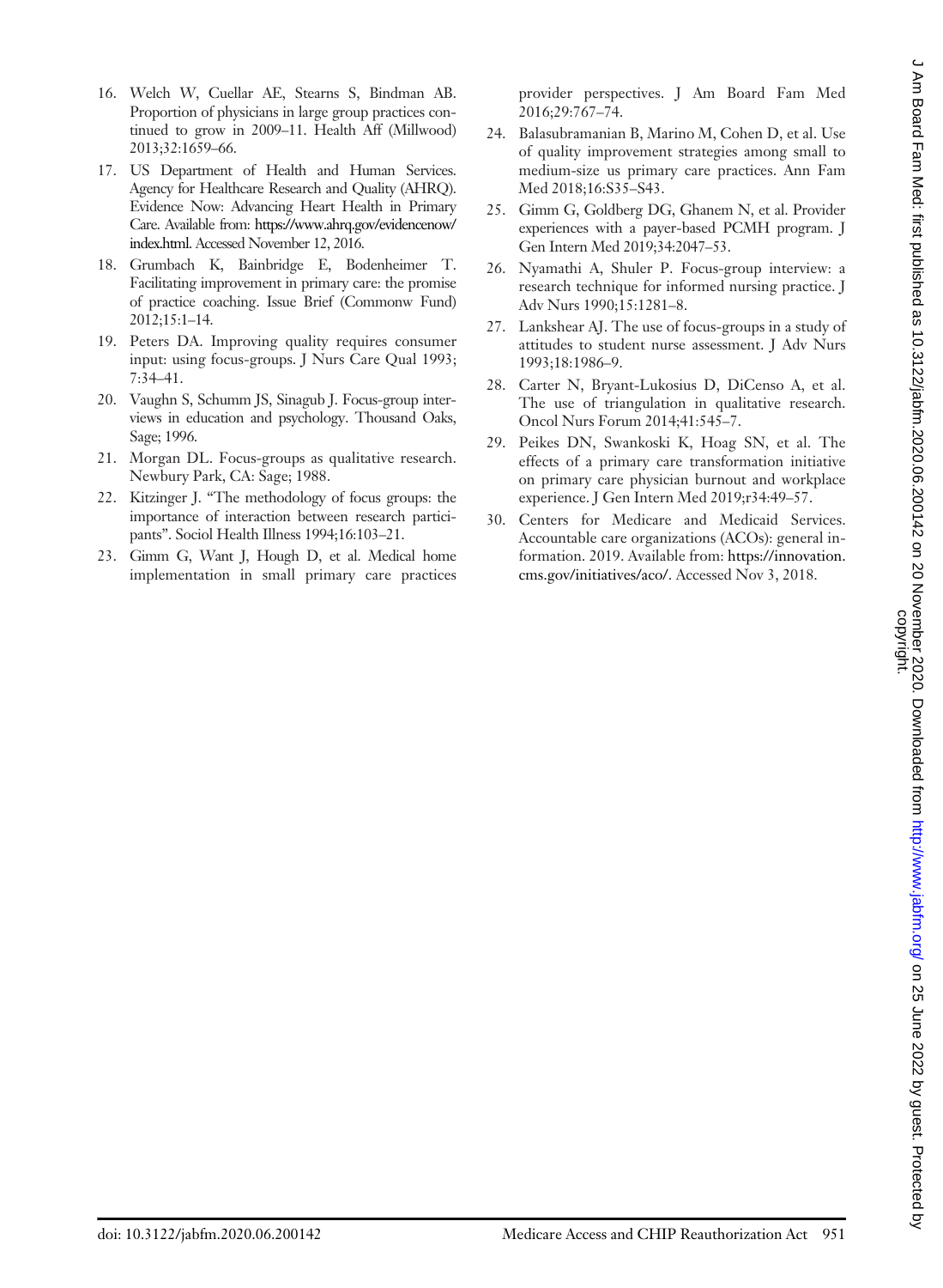16. Welch W, Cuellar AE, Stearns S, Bindman AB. Proportion of physicians in large group practices continued to grow in 2009–11. Health Aff (Millwood) 2013;32:1659–66.
17. US Department of Health and Human Services. Agency for Healthcare Research and Quality (AHRQ). Evidence Now: Advancing Heart Health in Primary Care. Available from: https://www.ahrq.gov/evidencenow/index.html. Accessed November 12, 2016.
18. Grumbach K, Bainbridge E, Bodenheimer T. Facilitating improvement in primary care: the promise of practice coaching. Issue Brief (Commonw Fund) 2012;15:1–14.
19. Peters DA. Improving quality requires consumer input: using focus-groups. J Nurs Care Qual 1993; 7:34–41.
20. Vaughn S, Schumm JS, Sinagub J. Focus-group interviews in education and psychology. Thousand Oaks, Sage; 1996.
21. Morgan DL. Focus-groups as qualitative research. Newbury Park, CA: Sage; 1988.
22. Kitzinger J. "The methodology of focus groups: the importance of interaction between research participants". Sociol Health Illness 1994;16:103–21.
23. Gimm G, Want J, Hough D, et al. Medical home implementation in small primary care practices provider perspectives. J Am Board Fam Med 2016;29:767–74.
24. Balasubramanian B, Marino M, Cohen D, et al. Use of quality improvement strategies among small to medium-size us primary care practices. Ann Fam Med 2018;16:S35–S43.
25. Gimm G, Goldberg DG, Ghanem N, et al. Provider experiences with a payer-based PCMH program. J Gen Intern Med 2019;34:2047–53.
26. Nyamathi A, Shuler P. Focus-group interview: a research technique for informed nursing practice. J Adv Nurs 1990;15:1281–8.
27. Lankshear AJ. The use of focus-groups in a study of attitudes to student nurse assessment. J Adv Nurs 1993;18:1986–9.
28. Carter N, Bryant-Lukosius D, DiCenso A, et al. The use of triangulation in qualitative research. Oncol Nurs Forum 2014;41:545–7.
29. Peikes DN, Swankoski K, Hoag SN, et al. The effects of a primary care transformation initiative on primary care physician burnout and workplace experience. J Gen Intern Med 2019;r34:49–57.
30. Centers for Medicare and Medicaid Services. Accountable care organizations (ACOs): general information. 2019. Available from: https://innovation.cms.gov/initiatives/aco/. Accessed Nov 3, 2018.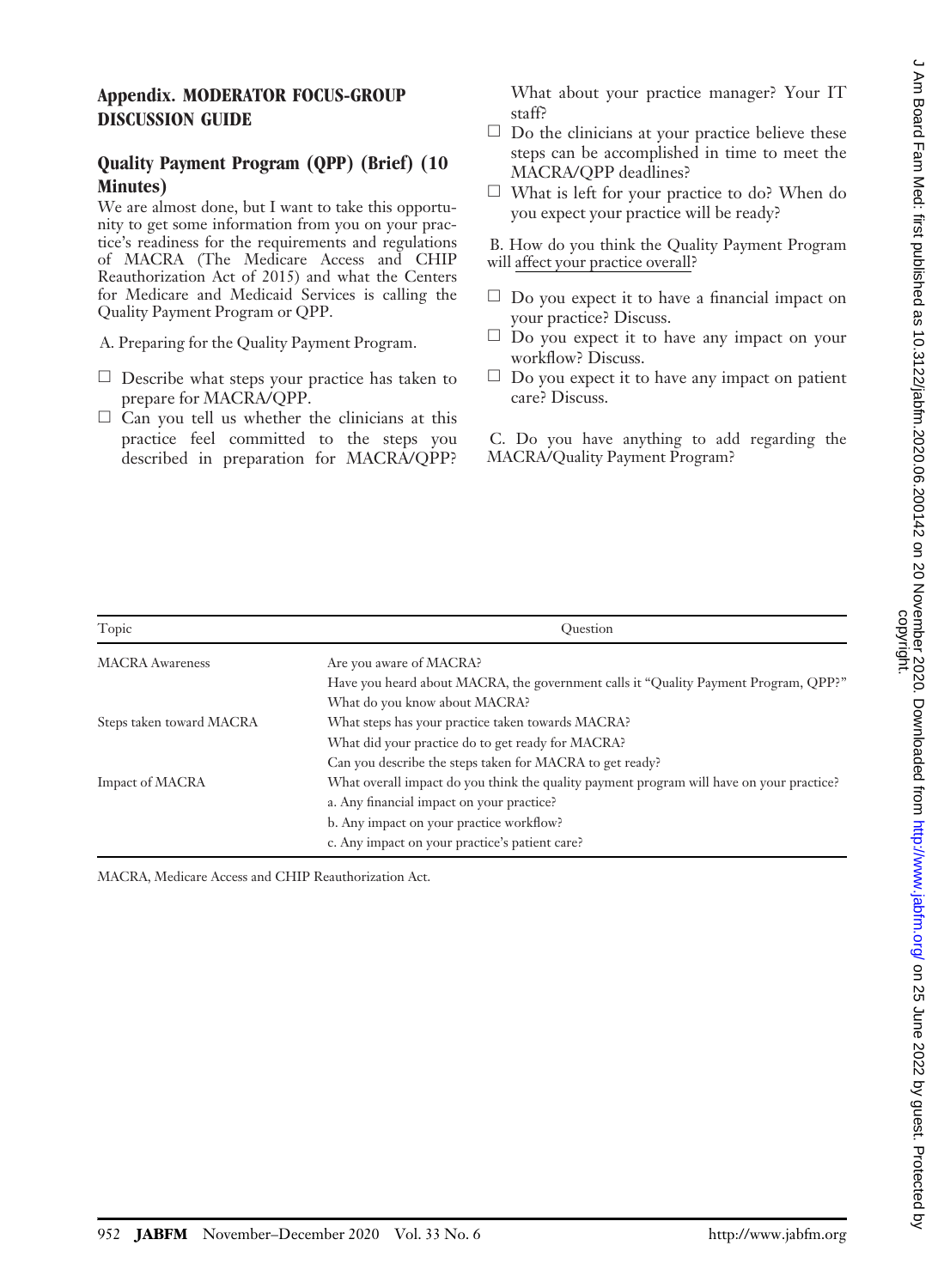## Appendix. MODERATOR FOCUS-GROUP DISCUSSION GUIDE

### Quality Payment Program (QPP) (Brief) (10 Minutes)

We are almost done, but I want to take this opportunity to get some information from you on your practice's readiness for the requirements and regulations of MACRA (The Medicare Access and CHIP Reauthorization Act of 2015) and what the Centers for Medicare and Medicaid Services is calling the Quality Payment Program or QPP.

A. Preparing for the Quality Payment Program.

- ☐ Describe what steps your practice has taken to prepare for MACRA/QPP.
- ☐ Can you tell us whether the clinicians at this practice feel committed to the steps you described in preparation for MACRA/QPP? What about your practice manager? Your IT staff?
- ☐ Do the clinicians at your practice believe these steps can be accomplished in time to meet the MACRA/QPP deadlines?
- ☐ What is left for your practice to do? When do you expect your practice will be ready?

B. How do you think the Quality Payment Program will affect your practice overall?

- ☐ Do you expect it to have a financial impact on your practice? Discuss.
- ☐ Do you expect it to have any impact on your workflow? Discuss.
- ☐ Do you expect it to have any impact on patient care? Discuss.

C. Do you have anything to add regarding the MACRA/Quality Payment Program?

| Topic | Question |
|---|---|
| MACRA Awareness | Are you aware of MACRA? |
| | Have you heard about MACRA, the government calls it "Quality Payment Program, QPP?" |
| | What do you know about MACRA? |
| Steps taken toward MACRA | What steps has your practice taken towards MACRA? |
| | What did your practice do to get ready for MACRA? |
| | Can you describe the steps taken for MACRA to get ready? |
| Impact of MACRA | What overall impact do you think the quality payment program will have on your practice? |
| | a. Any financial impact on your practice? |
| | b. Any impact on your practice workflow? |
| | c. Any impact on your practice's patient care? |

MACRA, Medicare Access and CHIP Reauthorization Act.